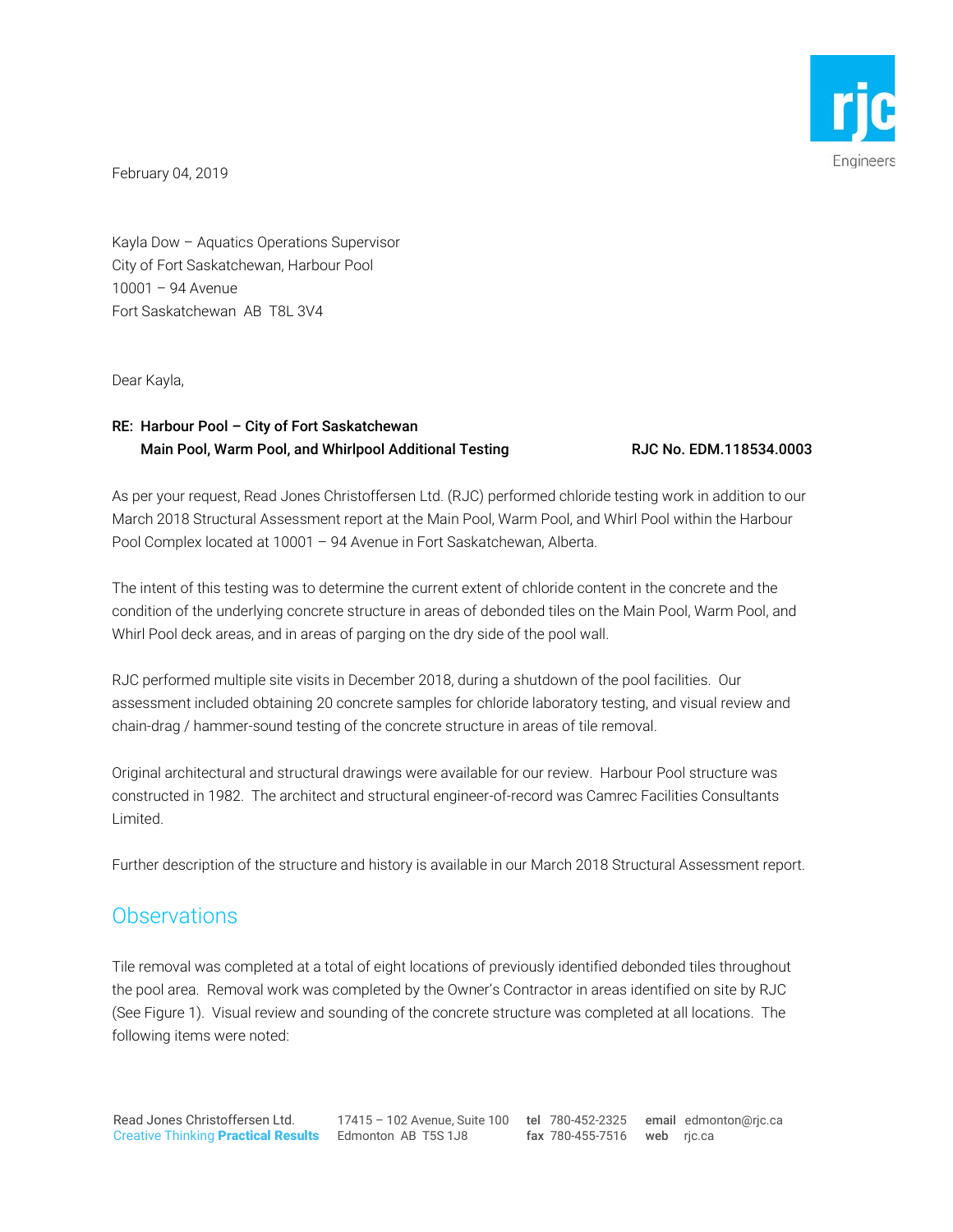February 04, 2019

Kayla Dow – Aquatics Operations Supervisor
City of Fort Saskatchewan, Harbour Pool
10001 – 94 Avenue
Fort Saskatchewan AB T8L 3V4

Dear Kayla,

**RE: Harbour Pool – City of Fort Saskatchewan**
**Main Pool, Warm Pool, and Whirlpool Additional Testing** **RJC No. EDM.118534.0003**

As per your request, Read Jones Christoffersen Ltd. (RJC) performed chloride testing work in addition to our March 2018 Structural Assessment report at the Main Pool, Warm Pool, and Whirl Pool within the Harbour Pool Complex located at 10001 – 94 Avenue in Fort Saskatchewan, Alberta.

The intent of this testing was to determine the current extent of chloride content in the concrete and the condition of the underlying concrete structure in areas of debonded tiles on the Main Pool, Warm Pool, and Whirl Pool deck areas, and in areas of parging on the dry side of the pool wall.

RJC performed multiple site visits in December 2018, during a shutdown of the pool facilities. Our assessment included obtaining 20 concrete samples for chloride laboratory testing, and visual review and chain-drag / hammer-sound testing of the concrete structure in areas of tile removal.

Original architectural and structural drawings were available for our review. Harbour Pool structure was constructed in 1982. The architect and structural engineer-of-record was Camrec Facilities Consultants Limited.

Further description of the structure and history is available in our March 2018 Structural Assessment report.

## Observations

Tile removal was completed at a total of eight locations of previously identified debonded tiles throughout the pool area. Removal work was completed by the Owner's Contractor in areas identified on site by RJC (See Figure 1). Visual review and sounding of the concrete structure was completed at all locations. The following items were noted: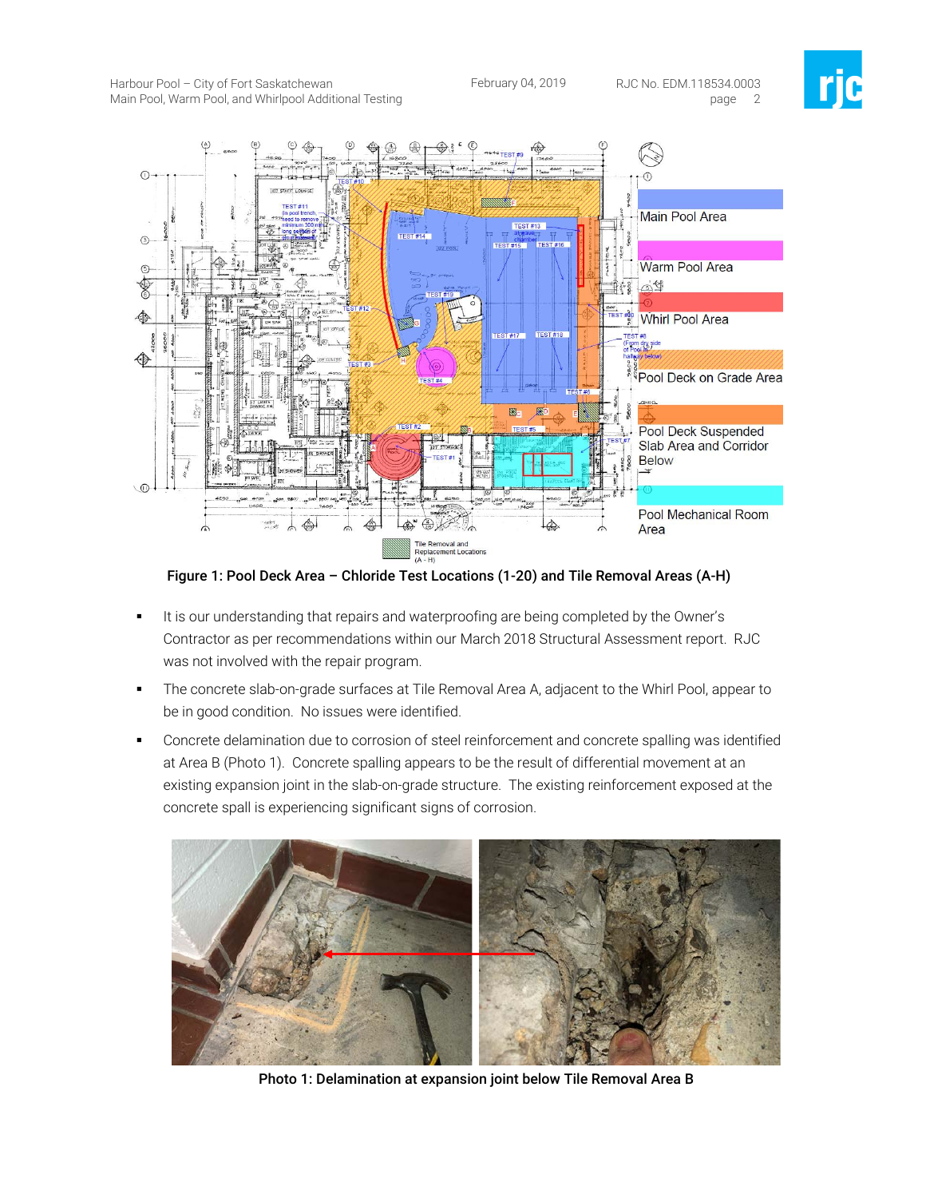Figure 1: Pool Deck Area – Chloride Test Locations (1-20) and Tile Removal Areas (A-H)

- It is our understanding that repairs and waterproofing are being completed by the Owner's Contractor as per recommendations within our March 2018 Structural Assessment report. RJC was not involved with the repair program.
- The concrete slab-on-grade surfaces at Tile Removal Area A, adjacent to the Whirl Pool, appear to be in good condition. No issues were identified.
- Concrete delamination due to corrosion of steel reinforcement and concrete spalling was identified at Area B (Photo 1). Concrete spalling appears to be the result of differential movement at an existing expansion joint in the slab-on-grade structure. The existing reinforcement exposed at the concrete spall is experiencing significant signs of corrosion.

Photo 1: Delamination at expansion joint below Tile Removal Area B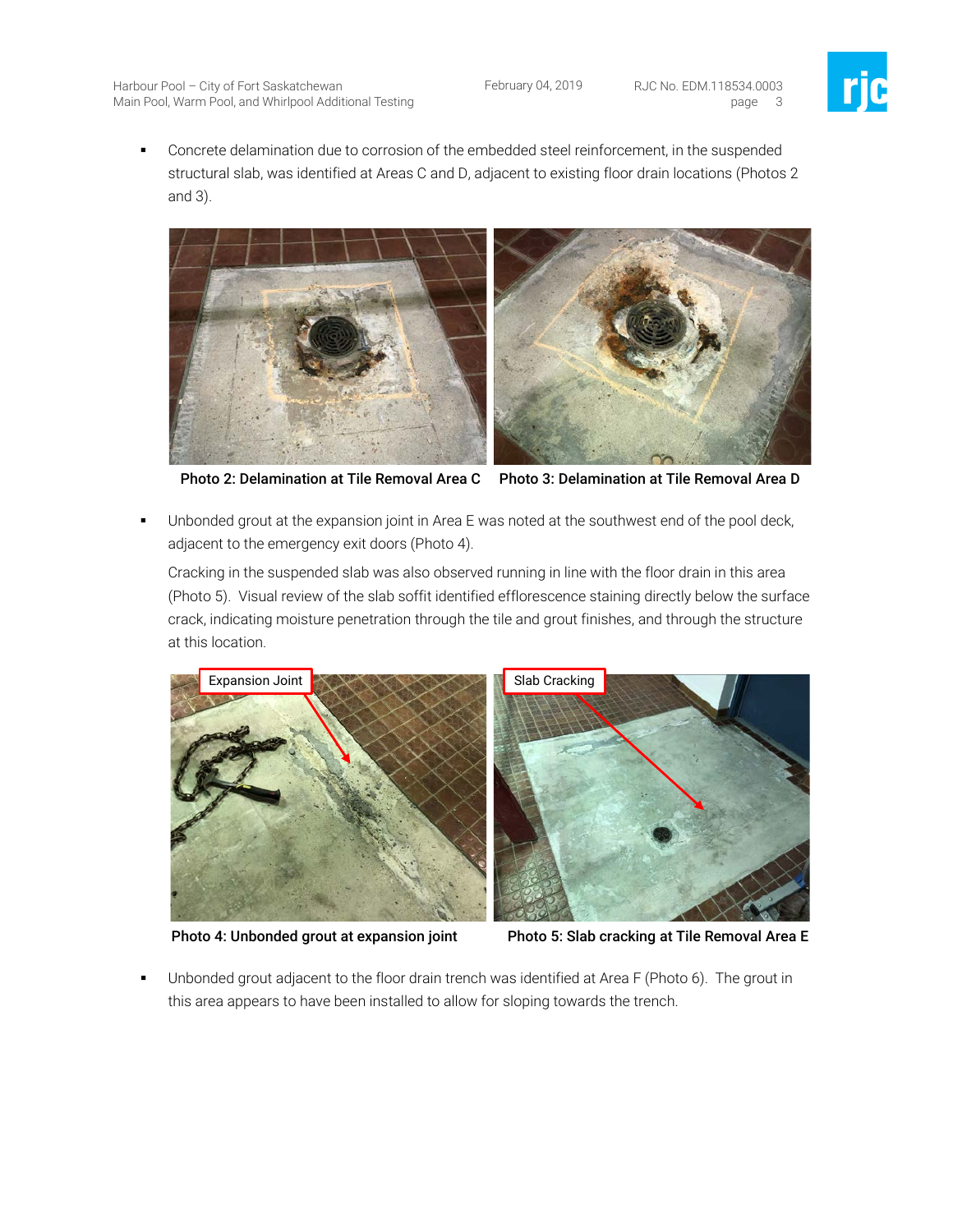- Concrete delamination due to corrosion of the embedded steel reinforcement, in the suspended structural slab, was identified at Areas C and D, adjacent to existing floor drain locations (Photos 2 and 3).

Photo 2: Delamination at Tile Removal Area C

Photo 3: Delamination at Tile Removal Area D

- Unbonded grout at the expansion joint in Area E was noted at the southwest end of the pool deck, adjacent to the emergency exit doors (Photo 4).

  Cracking in the suspended slab was also observed running in line with the floor drain in this area (Photo 5). Visual review of the slab soffit identified efflorescence staining directly below the surface crack, indicating moisture penetration through the tile and grout finishes, and through the structure at this location.

Expansion Joint

Photo 4: Unbonded grout at expansion joint

Slab Cracking

Photo 5: Slab cracking at Tile Removal Area E

- Unbonded grout adjacent to the floor drain trench was identified at Area F (Photo 6). The grout in this area appears to have been installed to allow for sloping towards the trench.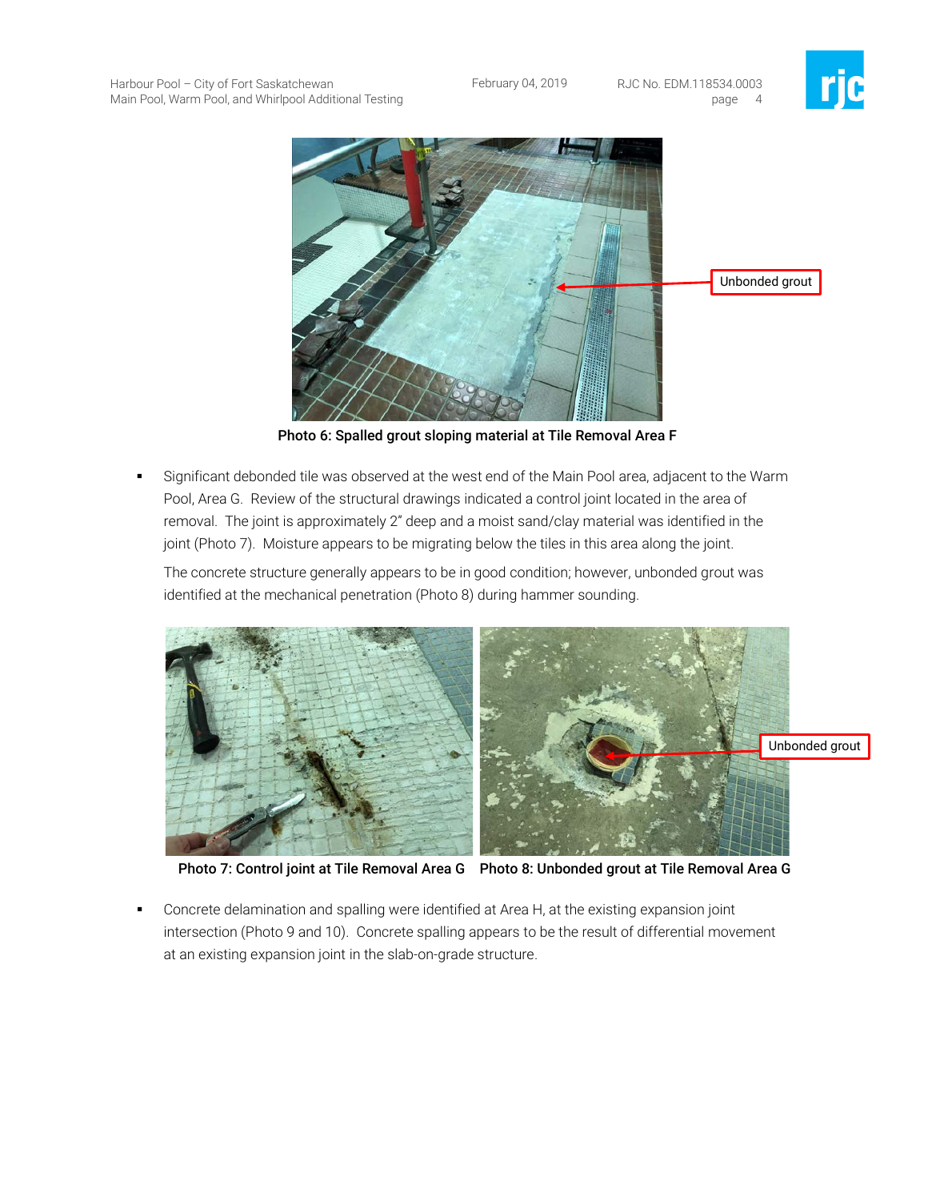Unbonded grout

Photo 6: Spalled grout sloping material at Tile Removal Area F

- Significant debonded tile was observed at the west end of the Main Pool area, adjacent to the Warm Pool, Area G. Review of the structural drawings indicated a control joint located in the area of removal. The joint is approximately 2" deep and a moist sand/clay material was identified in the joint (Photo 7). Moisture appears to be migrating below the tiles in this area along the joint.

  The concrete structure generally appears to be in good condition; however, unbonded grout was identified at the mechanical penetration (Photo 8) during hammer sounding.

Unbonded grout

Photo 7: Control joint at Tile Removal Area G

Photo 8: Unbonded grout at Tile Removal Area G

- Concrete delamination and spalling were identified at Area H, at the existing expansion joint intersection (Photo 9 and 10). Concrete spalling appears to be the result of differential movement at an existing expansion joint in the slab-on-grade structure.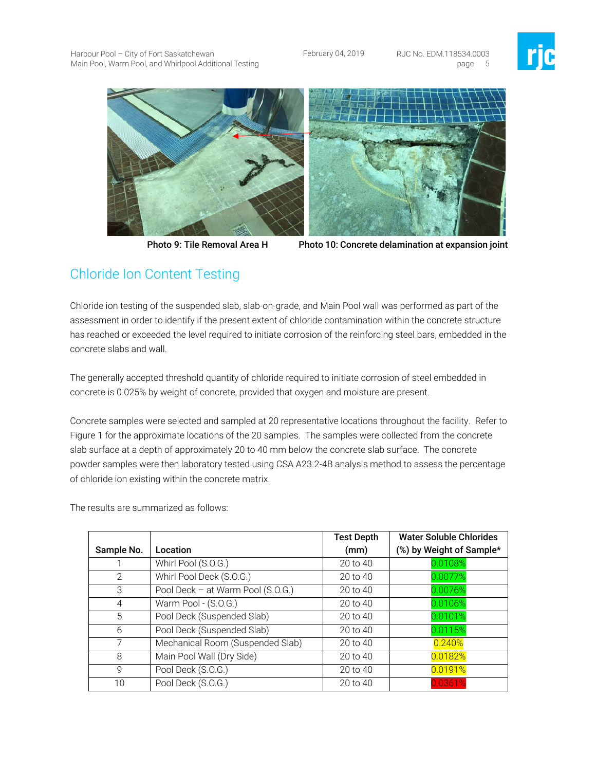Photo 9: Tile Removal Area H

Photo 10: Concrete delamination at expansion joint

## Chloride Ion Content Testing

Chloride ion testing of the suspended slab, slab-on-grade, and Main Pool wall was performed as part of the assessment in order to identify if the present extent of chloride contamination within the concrete structure has reached or exceeded the level required to initiate corrosion of the reinforcing steel bars, embedded in the concrete slabs and wall.

The generally accepted threshold quantity of chloride required to initiate corrosion of steel embedded in concrete is 0.025% by weight of concrete, provided that oxygen and moisture are present.

Concrete samples were selected and sampled at 20 representative locations throughout the facility. Refer to Figure 1 for the approximate locations of the 20 samples. The samples were collected from the concrete slab surface at a depth of approximately 20 to 40 mm below the concrete slab surface. The concrete powder samples were then laboratory tested using CSA A23.2-4B analysis method to assess the percentage of chloride ion existing within the concrete matrix.

The results are summarized as follows:

| Sample No. | Location | Test Depth (mm) | Water Soluble Chlorides (%) by Weight of Sample* |
|---|---|---|---|
| 1 | Whirl Pool (S.O.G.) | 20 to 40 | 0.0108% |
| 2 | Whirl Pool Deck (S.O.G.) | 20 to 40 | 0.0077% |
| 3 | Pool Deck – at Warm Pool (S.O.G.) | 20 to 40 | 0.0076% |
| 4 | Warm Pool - (S.O.G.) | 20 to 40 | 0.0106% |
| 5 | Pool Deck (Suspended Slab) | 20 to 40 | 0.0101% |
| 6 | Pool Deck (Suspended Slab) | 20 to 40 | 0.0115% |
| 7 | Mechanical Room (Suspended Slab) | 20 to 40 | 0.240% |
| 8 | Main Pool Wall (Dry Side) | 20 to 40 | 0.0182% |
| 9 | Pool Deck (S.O.G.) | 20 to 40 | 0.0191% |
| 10 | Pool Deck (S.O.G.) | 20 to 40 | 0.0361% |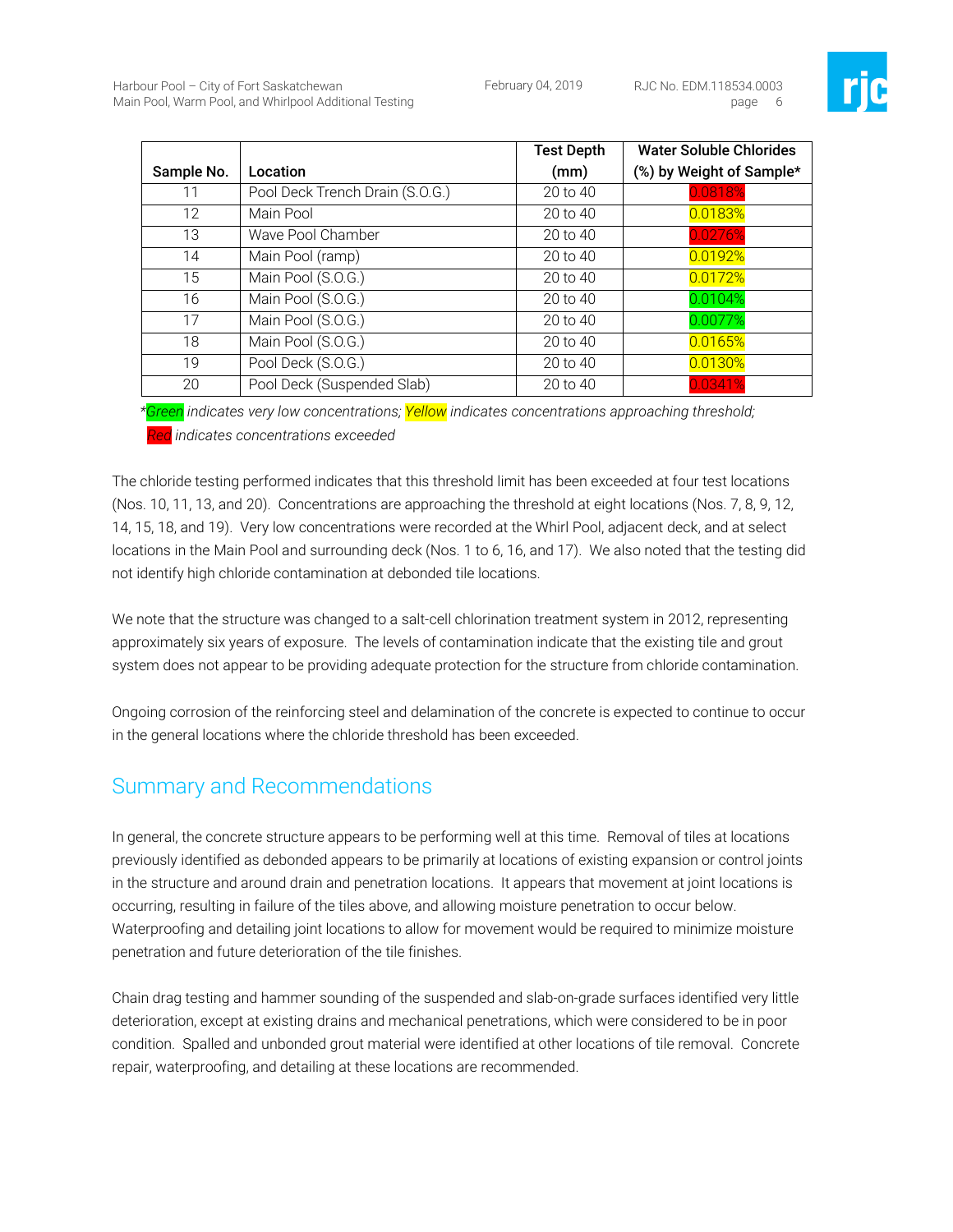| Sample No. | Location | Test Depth (mm) | Water Soluble Chlorides (%) by Weight of Sample* |
|---|---|---|---|
| 11 | Pool Deck Trench Drain (S.O.G.) | 20 to 40 | 0.0818% |
| 12 | Main Pool | 20 to 40 | 0.0183% |
| 13 | Wave Pool Chamber | 20 to 40 | 0.0276% |
| 14 | Main Pool (ramp) | 20 to 40 | 0.0192% |
| 15 | Main Pool (S.O.G.) | 20 to 40 | 0.0172% |
| 16 | Main Pool (S.O.G.) | 20 to 40 | 0.0104% |
| 17 | Main Pool (S.O.G.) | 20 to 40 | 0.0077% |
| 18 | Main Pool (S.O.G.) | 20 to 40 | 0.0165% |
| 19 | Pool Deck (S.O.G.) | 20 to 40 | 0.0130% |
| 20 | Pool Deck (Suspended Slab) | 20 to 40 | 0.0341% |

*\*Green indicates very low concentrations; Yellow indicates concentrations approaching threshold; Red indicates concentrations exceeded*

The chloride testing performed indicates that this threshold limit has been exceeded at four test locations (Nos. 10, 11, 13, and 20). Concentrations are approaching the threshold at eight locations (Nos. 7, 8, 9, 12, 14, 15, 18, and 19). Very low concentrations were recorded at the Whirl Pool, adjacent deck, and at select locations in the Main Pool and surrounding deck (Nos. 1 to 6, 16, and 17). We also noted that the testing did not identify high chloride contamination at debonded tile locations.

We note that the structure was changed to a salt-cell chlorination treatment system in 2012, representing approximately six years of exposure. The levels of contamination indicate that the existing tile and grout system does not appear to be providing adequate protection for the structure from chloride contamination.

Ongoing corrosion of the reinforcing steel and delamination of the concrete is expected to continue to occur in the general locations where the chloride threshold has been exceeded.

## Summary and Recommendations

In general, the concrete structure appears to be performing well at this time. Removal of tiles at locations previously identified as debonded appears to be primarily at locations of existing expansion or control joints in the structure and around drain and penetration locations. It appears that movement at joint locations is occurring, resulting in failure of the tiles above, and allowing moisture penetration to occur below. Waterproofing and detailing joint locations to allow for movement would be required to minimize moisture penetration and future deterioration of the tile finishes.

Chain drag testing and hammer sounding of the suspended and slab-on-grade surfaces identified very little deterioration, except at existing drains and mechanical penetrations, which were considered to be in poor condition. Spalled and unbonded grout material were identified at other locations of tile removal. Concrete repair, waterproofing, and detailing at these locations are recommended.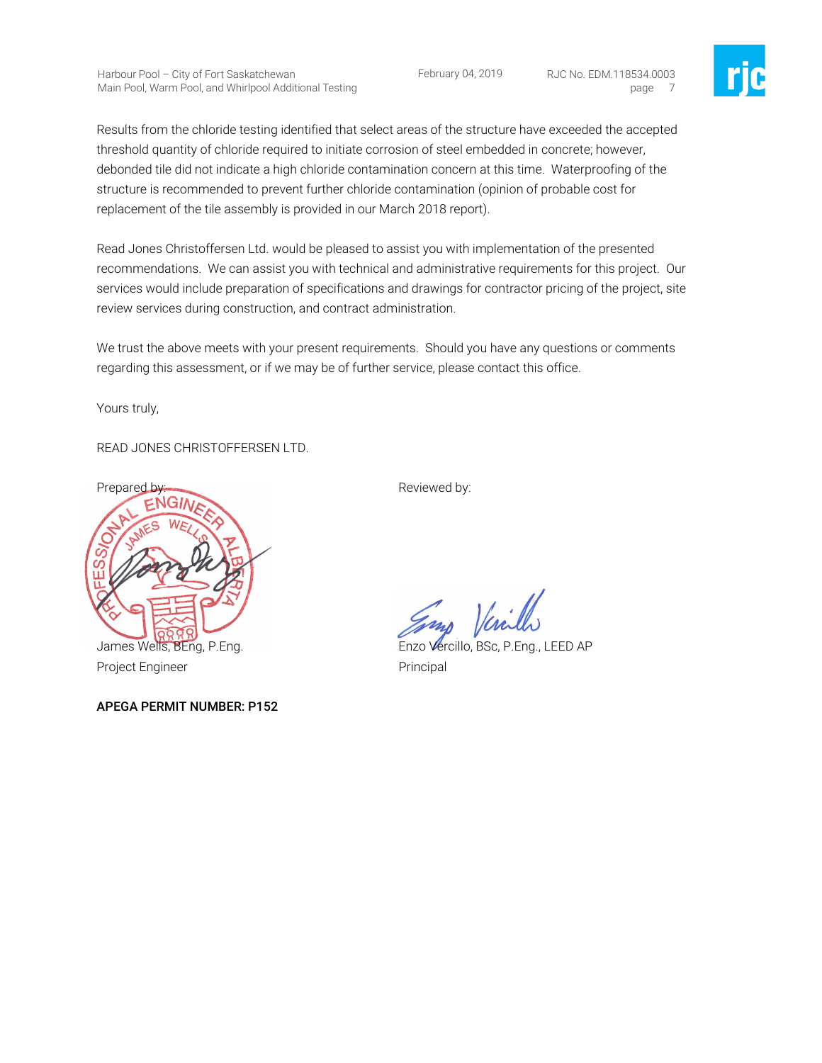Results from the chloride testing identified that select areas of the structure have exceeded the accepted threshold quantity of chloride required to initiate corrosion of steel embedded in concrete; however, debonded tile did not indicate a high chloride contamination concern at this time. Waterproofing of the structure is recommended to prevent further chloride contamination (opinion of probable cost for replacement of the tile assembly is provided in our March 2018 report).

Read Jones Christoffersen Ltd. would be pleased to assist you with implementation of the presented recommendations. We can assist you with technical and administrative requirements for this project. Our services would include preparation of specifications and drawings for contractor pricing of the project, site review services during construction, and contract administration.

We trust the above meets with your present requirements. Should you have any questions or comments regarding this assessment, or if we may be of further service, please contact this office.

Yours truly,

READ JONES CHRISTOFFERSEN LTD.

Prepared by:

James Wells, BEng, P.Eng.
Project Engineer

Reviewed by:

Enzo Vercillo, BSc, P.Eng., LEED AP
Principal

**APEGA PERMIT NUMBER: P152**